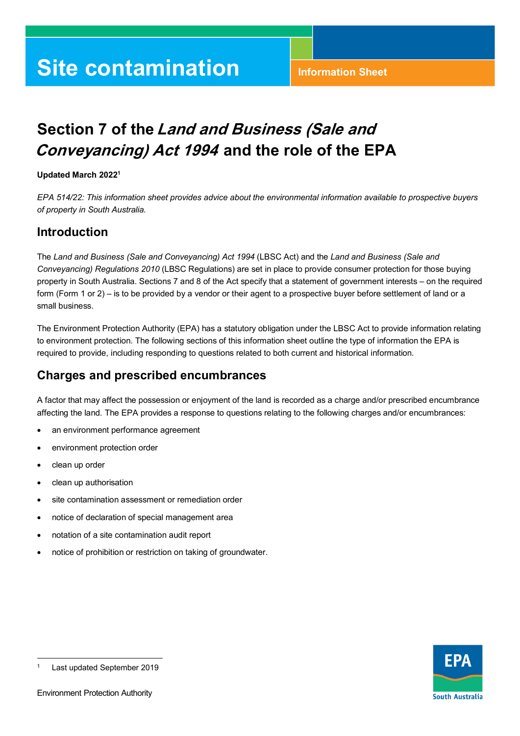# Site contamination

Information Sheet

## Section 7 of the *Land and Business (Sale and Conveyancing) Act 1994* and the role of the EPA

**Updated March 2022**[1]

*EPA 514/22: This information sheet provides advice about the environmental information available to prospective buyers of property in South Australia.*

## Introduction

The *Land and Business (Sale and Conveyancing) Act 1994* (LBSC Act) and the *Land and Business (Sale and Conveyancing) Regulations 2010* (LBSC Regulations) are set in place to provide consumer protection for those buying property in South Australia. Sections 7 and 8 of the Act specify that a statement of government interests – on the required form (Form 1 or 2) – is to be provided by a vendor or their agent to a prospective buyer before settlement of land or a small business.

The Environment Protection Authority (EPA) has a statutory obligation under the LBSC Act to provide information relating to environment protection. The following sections of this information sheet outline the type of information the EPA is required to provide, including responding to questions related to both current and historical information.

## Charges and prescribed encumbrances

A factor that may affect the possession or enjoyment of the land is recorded as a charge and/or prescribed encumbrance affecting the land. The EPA provides a response to questions relating to the following charges and/or encumbrances:

- an environment performance agreement
- environment protection order
- clean up order
- clean up authorisation
- site contamination assessment or remediation order
- notice of declaration of special management area
- notation of a site contamination audit report
- notice of prohibition or restriction on taking of groundwater.

[1] Last updated September 2019

Environment Protection Authority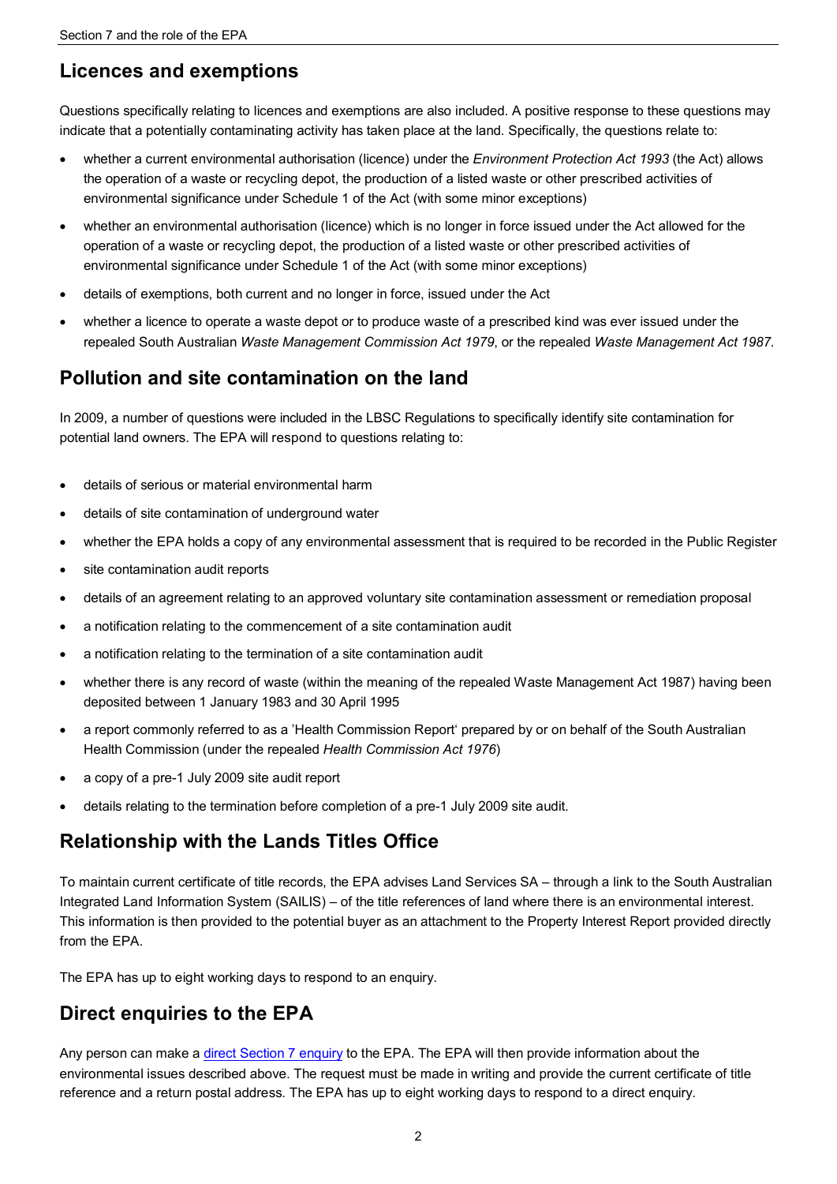## Licences and exemptions

Questions specifically relating to licences and exemptions are also included. A positive response to these questions may indicate that a potentially contaminating activity has taken place at the land. Specifically, the questions relate to:

- whether a current environmental authorisation (licence) under the *Environment Protection Act 1993* (the Act) allows the operation of a waste or recycling depot, the production of a listed waste or other prescribed activities of environmental significance under Schedule 1 of the Act (with some minor exceptions)
- whether an environmental authorisation (licence) which is no longer in force issued under the Act allowed for the operation of a waste or recycling depot, the production of a listed waste or other prescribed activities of environmental significance under Schedule 1 of the Act (with some minor exceptions)
- details of exemptions, both current and no longer in force, issued under the Act
- whether a licence to operate a waste depot or to produce waste of a prescribed kind was ever issued under the repealed South Australian *Waste Management Commission Act 1979*, or the repealed *Waste Management Act 1987*.

## Pollution and site contamination on the land

In 2009, a number of questions were included in the LBSC Regulations to specifically identify site contamination for potential land owners. The EPA will respond to questions relating to:

- details of serious or material environmental harm
- details of site contamination of underground water
- whether the EPA holds a copy of any environmental assessment that is required to be recorded in the Public Register
- site contamination audit reports
- details of an agreement relating to an approved voluntary site contamination assessment or remediation proposal
- a notification relating to the commencement of a site contamination audit
- a notification relating to the termination of a site contamination audit
- whether there is any record of waste (within the meaning of the repealed Waste Management Act 1987) having been deposited between 1 January 1983 and 30 April 1995
- a report commonly referred to as a 'Health Commission Report' prepared by or on behalf of the South Australian Health Commission (under the repealed *Health Commission Act 1976*)
- a copy of a pre-1 July 2009 site audit report
- details relating to the termination before completion of a pre-1 July 2009 site audit.

## Relationship with the Lands Titles Office

To maintain current certificate of title records, the EPA advises Land Services SA – through a link to the South Australian Integrated Land Information System (SAILIS) – of the title references of land where there is an environmental interest. This information is then provided to the potential buyer as an attachment to the Property Interest Report provided directly from the EPA.

The EPA has up to eight working days to respond to an enquiry.

## Direct enquiries to the EPA

Any person can make a direct Section 7 enquiry to the EPA. The EPA will then provide information about the environmental issues described above. The request must be made in writing and provide the current certificate of title reference and a return postal address. The EPA has up to eight working days to respond to a direct enquiry.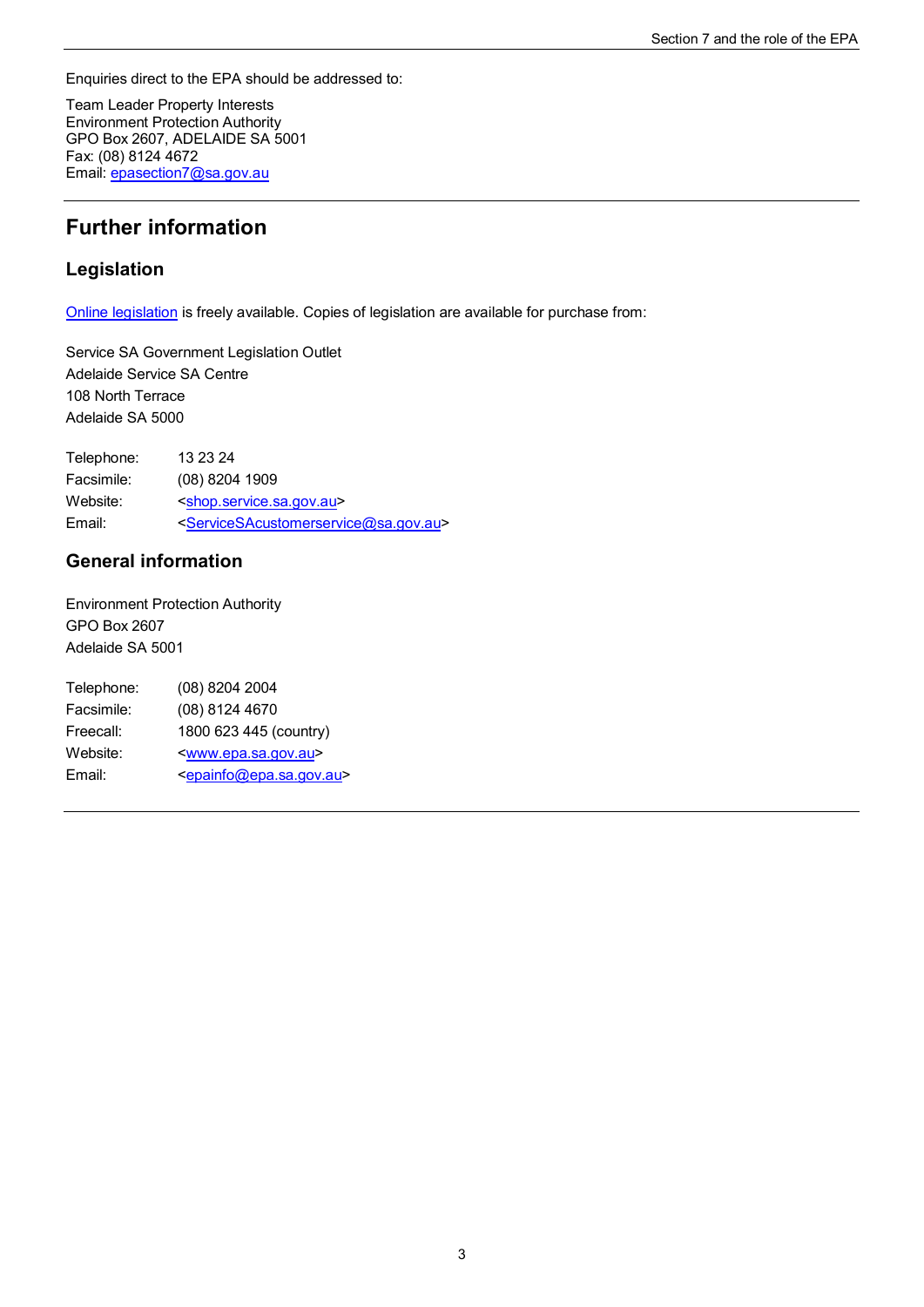Enquiries direct to the EPA should be addressed to:

Team Leader Property Interests
Environment Protection Authority
GPO Box 2607, ADELAIDE SA 5001
Fax: (08) 8124 4672
Email: epasection7@sa.gov.au

## Further information

### Legislation

Online legislation is freely available. Copies of legislation are available for purchase from:

Service SA Government Legislation Outlet
Adelaide Service SA Centre
108 North Terrace
Adelaide SA 5000

| | |
|---|---|
| Telephone: | 13 23 24 |
| Facsimile: | (08) 8204 1909 |
| Website: | <shop.service.sa.gov.au> |
| Email: | <ServiceSAcustomerservice@sa.gov.au> |

### General information

Environment Protection Authority
GPO Box 2607
Adelaide SA 5001

| | |
|---|---|
| Telephone: | (08) 8204 2004 |
| Facsimile: | (08) 8124 4670 |
| Freecall: | 1800 623 445 (country) |
| Website: | <www.epa.sa.gov.au> |
| Email: | <epainfo@epa.sa.gov.au> |